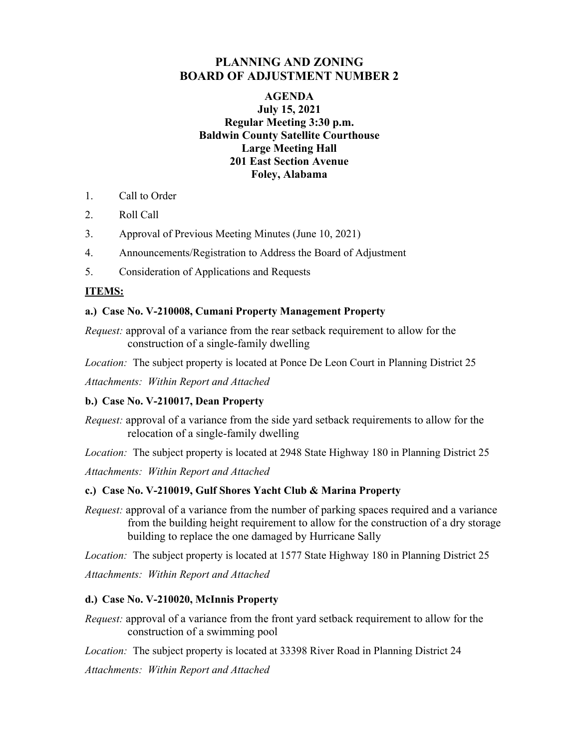# PLANNING AND ZONING
# BOARD OF ADJUSTMENT NUMBER 2

**AGENDA**
**July 15, 2021**
**Regular Meeting 3:30 p.m.**
**Baldwin County Satellite Courthouse**
**Large Meeting Hall**
**201 East Section Avenue**
**Foley, Alabama**

1. Call to Order
2. Roll Call
3. Approval of Previous Meeting Minutes (June 10, 2021)
4. Announcements/Registration to Address the Board of Adjustment
5. Consideration of Applications and Requests

**ITEMS:**

**a.) Case No. V-210008, Cumani Property Management Property**

*Request:* approval of a variance from the rear setback requirement to allow for the construction of a single-family dwelling

*Location:* The subject property is located at Ponce De Leon Court in Planning District 25

*Attachments: Within Report and Attached*

**b.) Case No. V-210017, Dean Property**

*Request:* approval of a variance from the side yard setback requirements to allow for the relocation of a single-family dwelling

*Location:* The subject property is located at 2948 State Highway 180 in Planning District 25

*Attachments: Within Report and Attached*

**c.) Case No. V-210019, Gulf Shores Yacht Club & Marina Property**

*Request:* approval of a variance from the number of parking spaces required and a variance from the building height requirement to allow for the construction of a dry storage building to replace the one damaged by Hurricane Sally

*Location:* The subject property is located at 1577 State Highway 180 in Planning District 25

*Attachments: Within Report and Attached*

**d.) Case No. V-210020, McInnis Property**

*Request:* approval of a variance from the front yard setback requirement to allow for the construction of a swimming pool

*Location:* The subject property is located at 33398 River Road in Planning District 24

*Attachments: Within Report and Attached*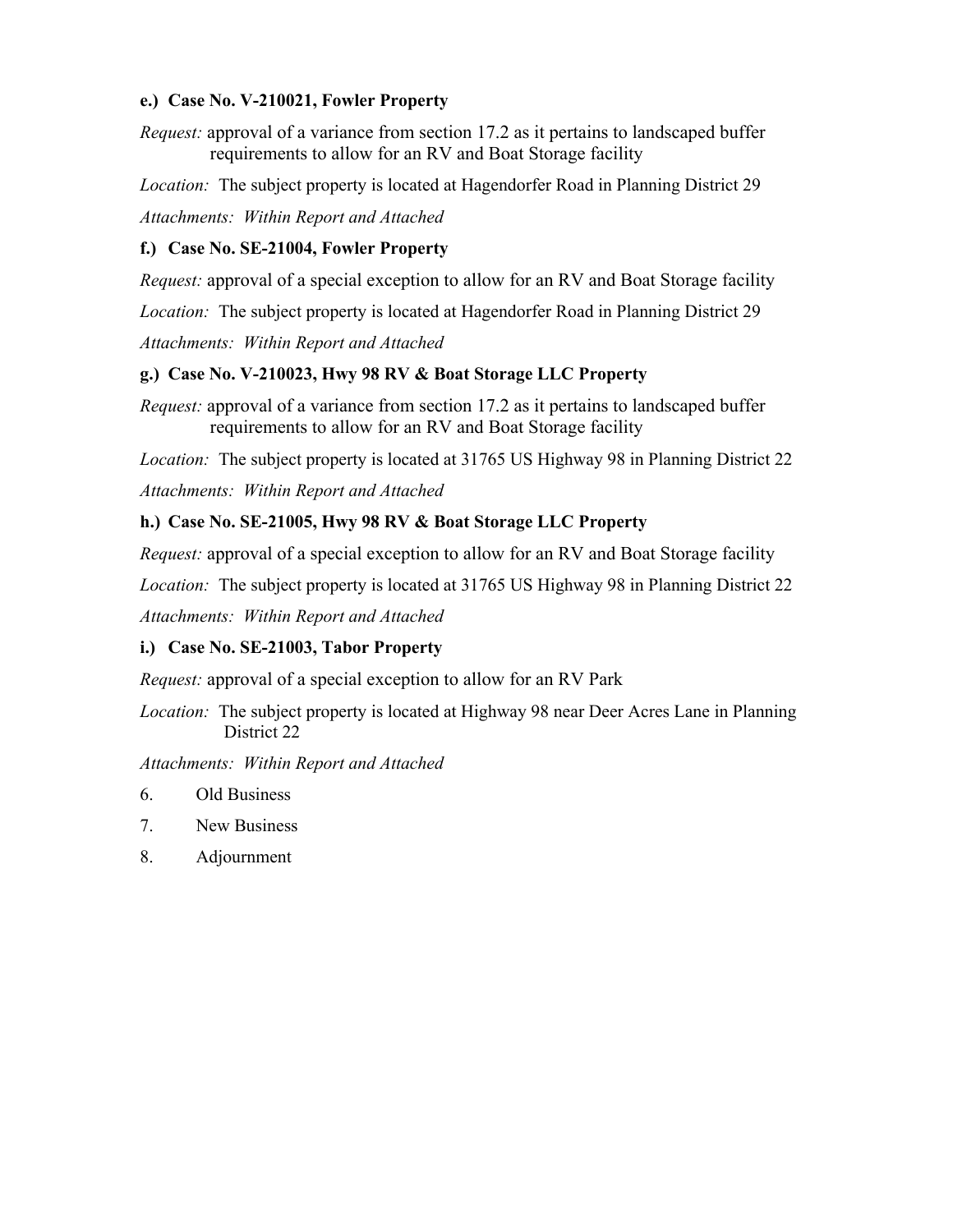**e.) Case No. V-210021, Fowler Property**

*Request:* approval of a variance from section 17.2 as it pertains to landscaped buffer requirements to allow for an RV and Boat Storage facility

*Location:* The subject property is located at Hagendorfer Road in Planning District 29

*Attachments: Within Report and Attached*

**f.) Case No. SE-21004, Fowler Property**

*Request:* approval of a special exception to allow for an RV and Boat Storage facility

*Location:* The subject property is located at Hagendorfer Road in Planning District 29

*Attachments: Within Report and Attached*

**g.) Case No. V-210023, Hwy 98 RV & Boat Storage LLC Property**

*Request:* approval of a variance from section 17.2 as it pertains to landscaped buffer requirements to allow for an RV and Boat Storage facility

*Location:* The subject property is located at 31765 US Highway 98 in Planning District 22

*Attachments: Within Report and Attached*

**h.) Case No. SE-21005, Hwy 98 RV & Boat Storage LLC Property**

*Request:* approval of a special exception to allow for an RV and Boat Storage facility

*Location:* The subject property is located at 31765 US Highway 98 in Planning District 22

*Attachments: Within Report and Attached*

**i.) Case No. SE-21003, Tabor Property**

*Request:* approval of a special exception to allow for an RV Park

*Location:* The subject property is located at Highway 98 near Deer Acres Lane in Planning District 22

*Attachments: Within Report and Attached*

6. Old Business
7. New Business
8. Adjournment